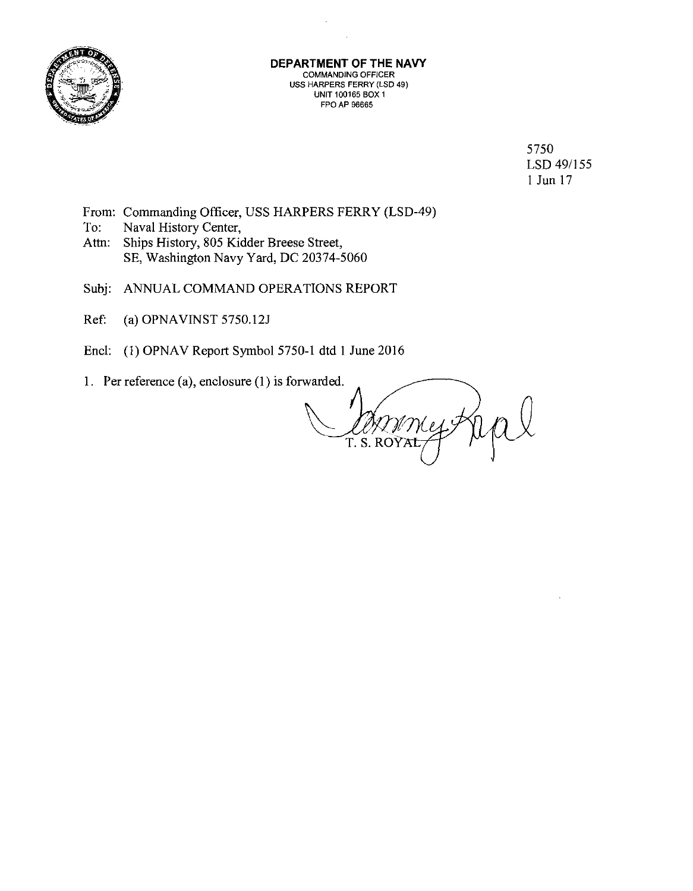**DEPARTMENT OF THE NAVY**
COMMANDING OFFICER
USS HARPERS FERRY (LSD 49)
UNIT 100165 BOX 1
FPO AP 96665

5750
LSD 49/155
1 Jun 17

From: Commanding Officer, USS HARPERS FERRY (LSD-49)
To: Naval History Center,
Attn: Ships History, 805 Kidder Breese Street,
SE, Washington Navy Yard, DC 20374-5060

Subj: ANNUAL COMMAND OPERATIONS REPORT

Ref: (a) OPNAVINST 5750.12J

Encl: (1) OPNAV Report Symbol 5750-1 dtd 1 June 2016

1. Per reference (a), enclosure (1) is forwarded.

T. S. ROYAL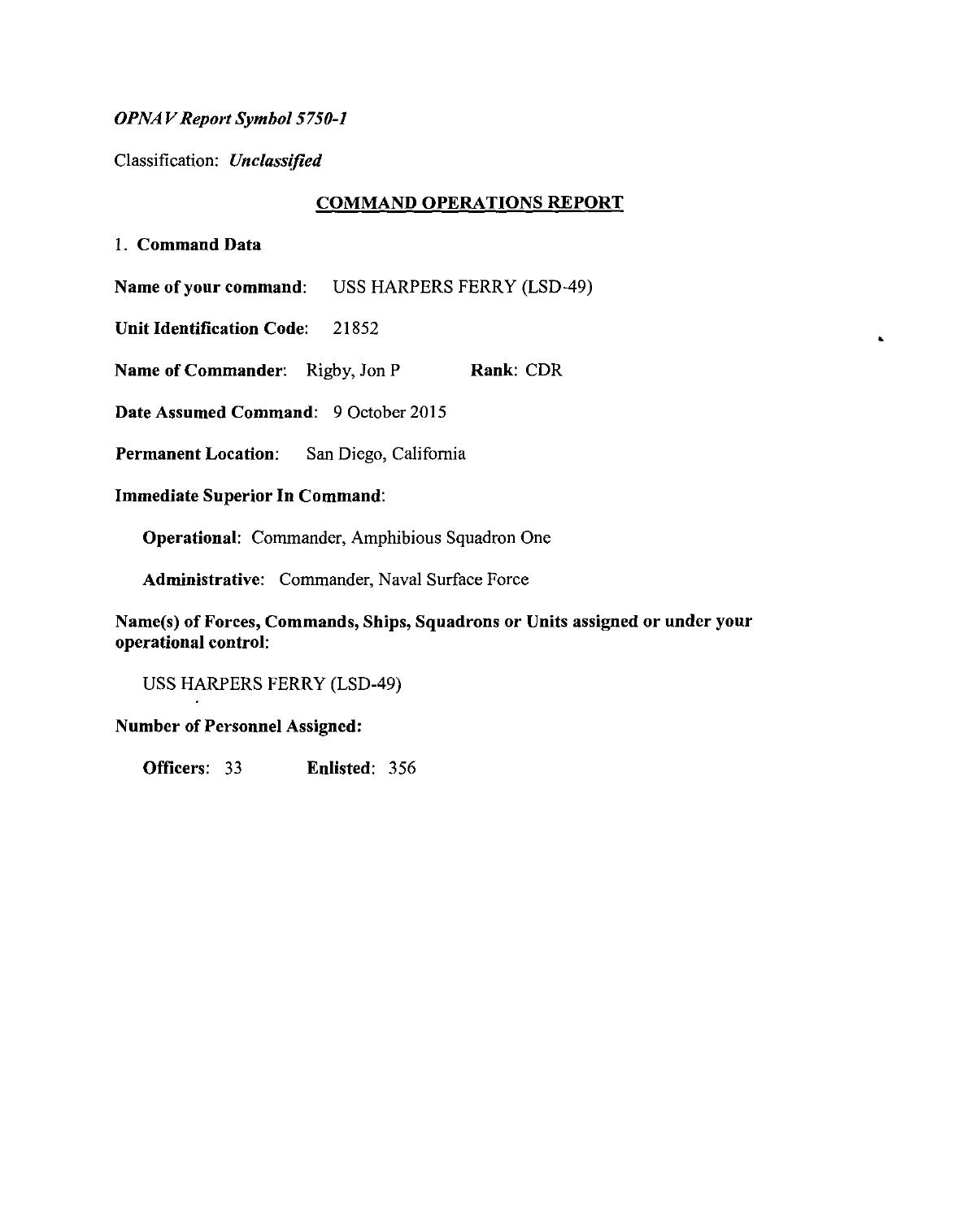*OPNAV Report Symbol 5750-1*

Classification: ***Unclassified***

## COMMAND OPERATIONS REPORT

### 1. Command Data

**Name of your command**: USS HARPERS FERRY (LSD-49)

**Unit Identification Code**: 21852

**Name of Commander**: Rigby, Jon P **Rank**: CDR

**Date Assumed Command**: 9 October 2015

**Permanent Location**: San Diego, California

**Immediate Superior In Command**:

**Operational**: Commander, Amphibious Squadron One

**Administrative**: Commander, Naval Surface Force

**Name(s) of Forces, Commands, Ships, Squadrons or Units assigned or under your operational control**:

USS HARPERS FERRY (LSD-49)

**Number of Personnel Assigned:**

**Officers**: 33 **Enlisted**: 356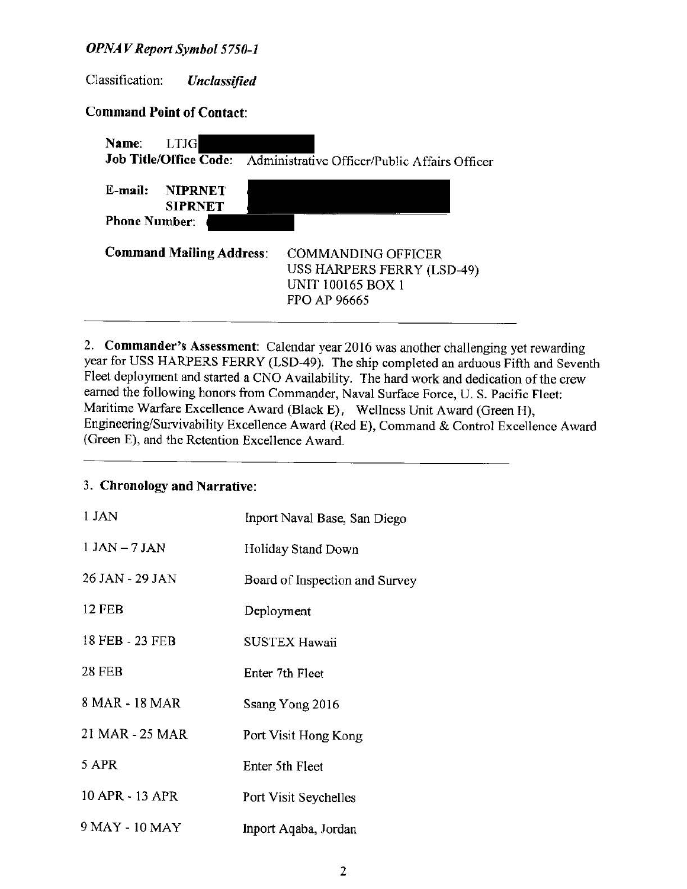*OPNAV Report Symbol 5750-1*

Classification: ***Unclassified***

**Command Point of Contact**:

**Name**: LTJG
**Job Title/Office Code**: Administrative Officer/Public Affairs Officer

**E-mail**: **NIPRNET**
**SIPRNET**
**Phone Number**:

**Command Mailing Address**: COMMANDING OFFICER
USS HARPERS FERRY (LSD-49)
UNIT 100165 BOX 1
FPO AP 96665

---

2. **Commander's Assessment**: Calendar year 2016 was another challenging yet rewarding year for USS HARPERS FERRY (LSD-49). The ship completed an arduous Fifth and Seventh Fleet deployment and started a CNO Availability. The hard work and dedication of the crew earned the following honors from Commander, Naval Surface Force, U. S. Pacific Fleet: Maritime Warfare Excellence Award (Black E), Wellness Unit Award (Green H), Engineering/Survivability Excellence Award (Red E), Command & Control Excellence Award (Green E), and the Retention Excellence Award.

---

3. **Chronology and Narrative**:

| | |
|---|---|
| 1 JAN | Inport Naval Base, San Diego |
| 1 JAN – 7 JAN | Holiday Stand Down |
| 26 JAN - 29 JAN | Board of Inspection and Survey |
| 12 FEB | Deployment |
| 18 FEB - 23 FEB | SUSTEX Hawaii |
| 28 FEB | Enter 7th Fleet |
| 8 MAR - 18 MAR | Ssang Yong 2016 |
| 21 MAR - 25 MAR | Port Visit Hong Kong |
| 5 APR | Enter 5th Fleet |
| 10 APR - 13 APR | Port Visit Seychelles |
| 9 MAY - 10 MAY | Inport Aqaba, Jordan |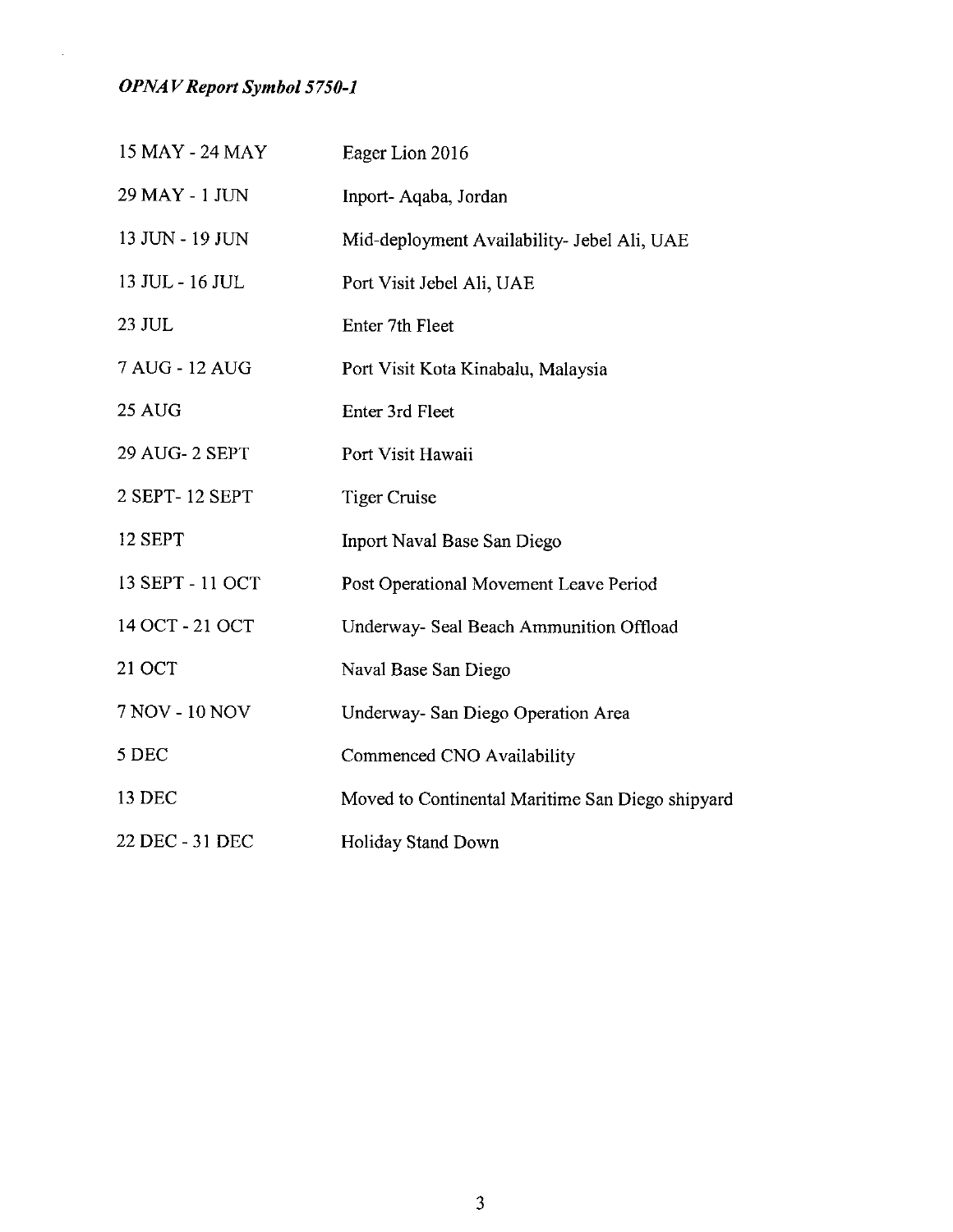*OPNAV Report Symbol 5750-1*

| | |
|---|---|
| 15 MAY - 24 MAY | Eager Lion 2016 |
| 29 MAY - 1 JUN | Inport- Aqaba, Jordan |
| 13 JUN - 19 JUN | Mid-deployment Availability- Jebel Ali, UAE |
| 13 JUL - 16 JUL | Port Visit Jebel Ali, UAE |
| 23 JUL | Enter 7th Fleet |
| 7 AUG - 12 AUG | Port Visit Kota Kinabalu, Malaysia |
| 25 AUG | Enter 3rd Fleet |
| 29 AUG- 2 SEPT | Port Visit Hawaii |
| 2 SEPT- 12 SEPT | Tiger Cruise |
| 12 SEPT | Inport Naval Base San Diego |
| 13 SEPT - 11 OCT | Post Operational Movement Leave Period |
| 14 OCT - 21 OCT | Underway- Seal Beach Ammunition Offload |
| 21 OCT | Naval Base San Diego |
| 7 NOV - 10 NOV | Underway- San Diego Operation Area |
| 5 DEC | Commenced CNO Availability |
| 13 DEC | Moved to Continental Maritime San Diego shipyard |
| 22 DEC - 31 DEC | Holiday Stand Down |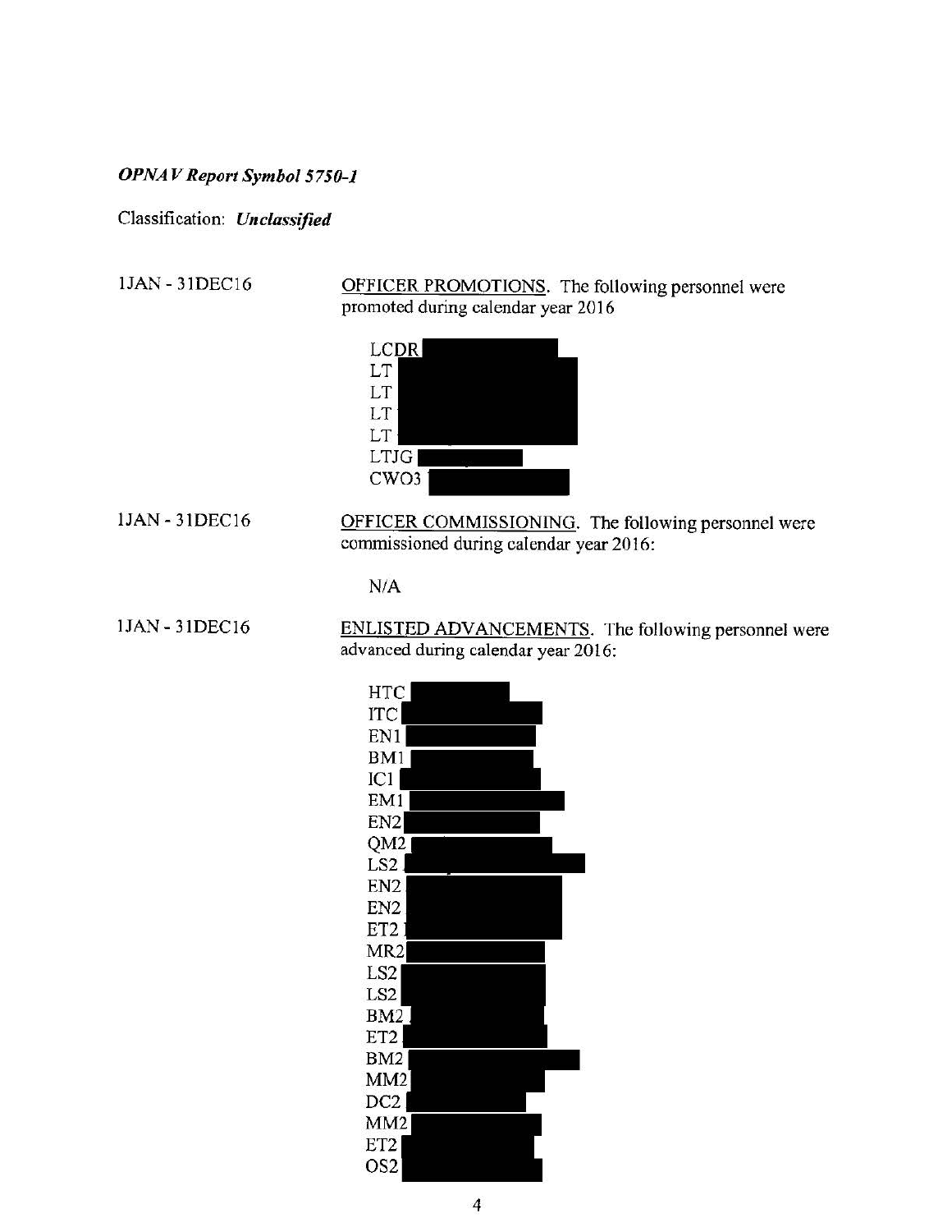***OPNAV Report Symbol 5750-1***

Classification: ***Unclassified***

1JAN - 31DEC16

OFFICER PROMOTIONS. The following personnel were promoted during calendar year 2016

LCDR
LT
LT
LT
LT
LTJG
CWO3

1JAN - 31DEC16

OFFICER COMMISSIONING. The following personnel were commissioned during calendar year 2016:

N/A

1JAN - 31DEC16

ENLISTED ADVANCEMENTS. The following personnel were advanced during calendar year 2016:

HTC
ITC
EN1
BM1
IC1
EM1
EN2
QM2
LS2
EN2
EN2
ET2
MR2
LS2
LS2
BM2
ET2
BM2
MM2
DC2
MM2
ET2
OS2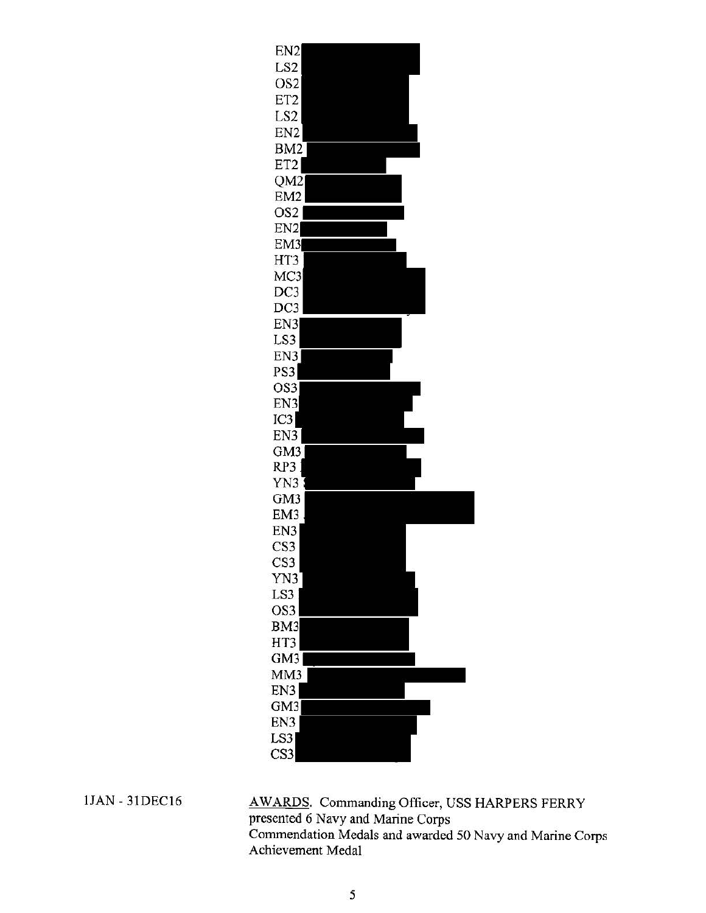EN2
LS2
OS2
ET2
LS2
EN2
BM2
ET2
QM2
EM2
OS2
EN2
EM3
HT3
MC3
DC3
DC3
EN3
LS3
EN3
PS3
OS3
EN3
IC3
EN3
GM3
RP3
YN3
GM3
EM3
EN3
CS3
CS3
YN3
LS3
OS3
BM3
HT3
GM3
MM3
EN3
GM3
EN3
LS3
CS3

1JAN - 31DEC16

AWARDS. Commanding Officer, USS HARPERS FERRY presented 6 Navy and Marine Corps Commendation Medals and awarded 50 Navy and Marine Corps Achievement Medal